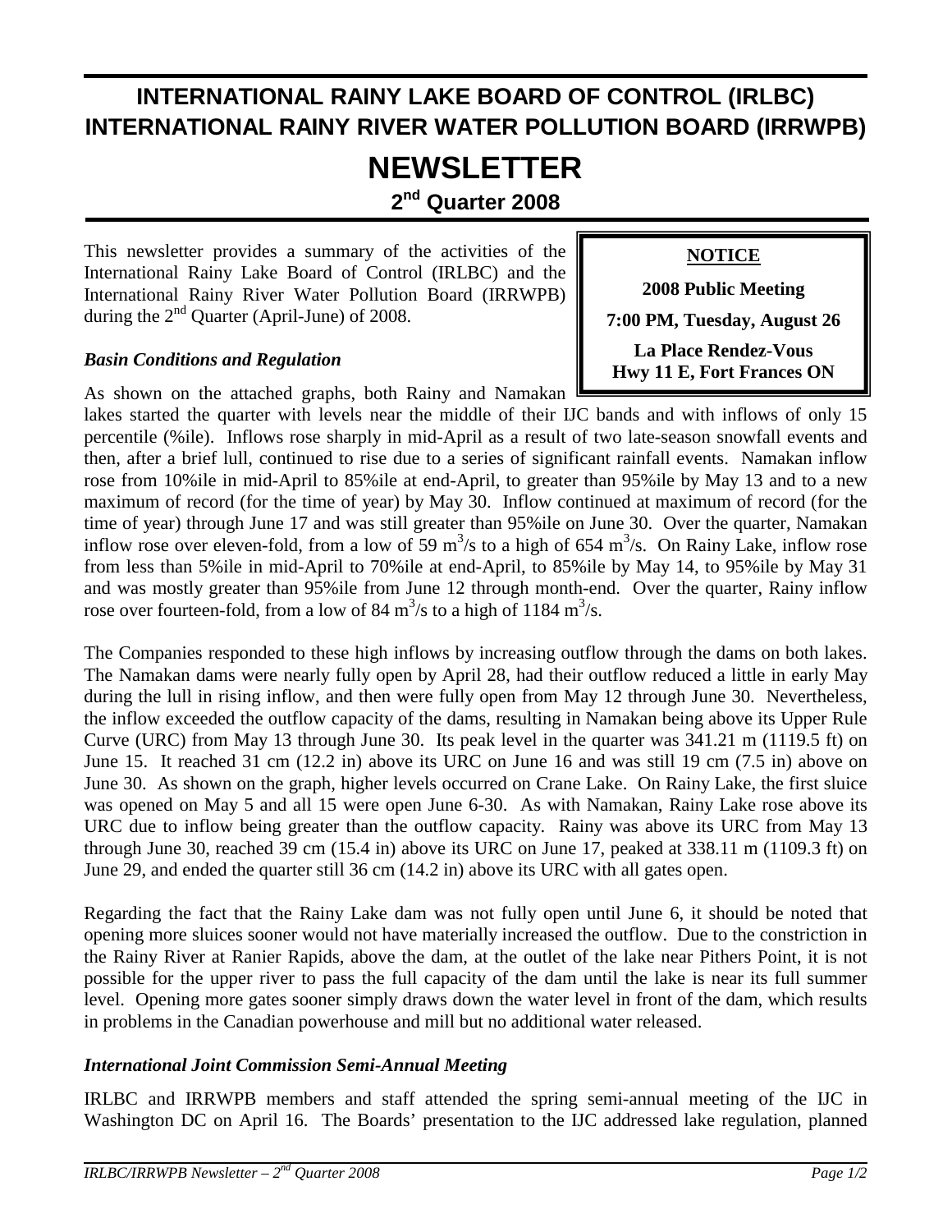# INTERNATIONAL RAINY LAKE BOARD OF CONTROL (IRLBC)
# INTERNATIONAL RAINY RIVER WATER POLLUTION BOARD (IRRWPB)

# NEWSLETTER

## 2nd Quarter 2008

> **NOTICE**
>
> **2008 Public Meeting**
>
> **7:00 PM, Tuesday, August 26**
>
> **La Place Rendez-Vous**
> **Hwy 11 E, Fort Frances ON**

This newsletter provides a summary of the activities of the International Rainy Lake Board of Control (IRLBC) and the International Rainy River Water Pollution Board (IRRWPB) during the 2nd Quarter (April-June) of 2008.

### *Basin Conditions and Regulation*

As shown on the attached graphs, both Rainy and Namakan lakes started the quarter with levels near the middle of their IJC bands and with inflows of only 15 percentile (%ile). Inflows rose sharply in mid-April as a result of two late-season snowfall events and then, after a brief lull, continued to rise due to a series of significant rainfall events. Namakan inflow rose from 10%ile in mid-April to 85%ile at end-April, to greater than 95%ile by May 13 and to a new maximum of record (for the time of year) by May 30. Inflow continued at maximum of record (for the time of year) through June 17 and was still greater than 95%ile on June 30. Over the quarter, Namakan inflow rose over eleven-fold, from a low of 59 $m^3/s$ to a high of 654 $m^3/s$. On Rainy Lake, inflow rose from less than 5%ile in mid-April to 70%ile at end-April, to 85%ile by May 14, to 95%ile by May 31 and was mostly greater than 95%ile from June 12 through month-end. Over the quarter, Rainy inflow rose over fourteen-fold, from a low of 84 $m^3/s$ to a high of 1184 $m^3/s$.

The Companies responded to these high inflows by increasing outflow through the dams on both lakes. The Namakan dams were nearly fully open by April 28, had their outflow reduced a little in early May during the lull in rising inflow, and then were fully open from May 12 through June 30. Nevertheless, the inflow exceeded the outflow capacity of the dams, resulting in Namakan being above its Upper Rule Curve (URC) from May 13 through June 30. Its peak level in the quarter was 341.21 m (1119.5 ft) on June 15. It reached 31 cm (12.2 in) above its URC on June 16 and was still 19 cm (7.5 in) above on June 30. As shown on the graph, higher levels occurred on Crane Lake. On Rainy Lake, the first sluice was opened on May 5 and all 15 were open June 6-30. As with Namakan, Rainy Lake rose above its URC due to inflow being greater than the outflow capacity. Rainy was above its URC from May 13 through June 30, reached 39 cm (15.4 in) above its URC on June 17, peaked at 338.11 m (1109.3 ft) on June 29, and ended the quarter still 36 cm (14.2 in) above its URC with all gates open.

Regarding the fact that the Rainy Lake dam was not fully open until June 6, it should be noted that opening more sluices sooner would not have materially increased the outflow. Due to the constriction in the Rainy River at Ranier Rapids, above the dam, at the outlet of the lake near Pithers Point, it is not possible for the upper river to pass the full capacity of the dam until the lake is near its full summer level. Opening more gates sooner simply draws down the water level in front of the dam, which results in problems in the Canadian powerhouse and mill but no additional water released.

### *International Joint Commission Semi-Annual Meeting*

IRLBC and IRRWPB members and staff attended the spring semi-annual meeting of the IJC in Washington DC on April 16. The Boards' presentation to the IJC addressed lake regulation, planned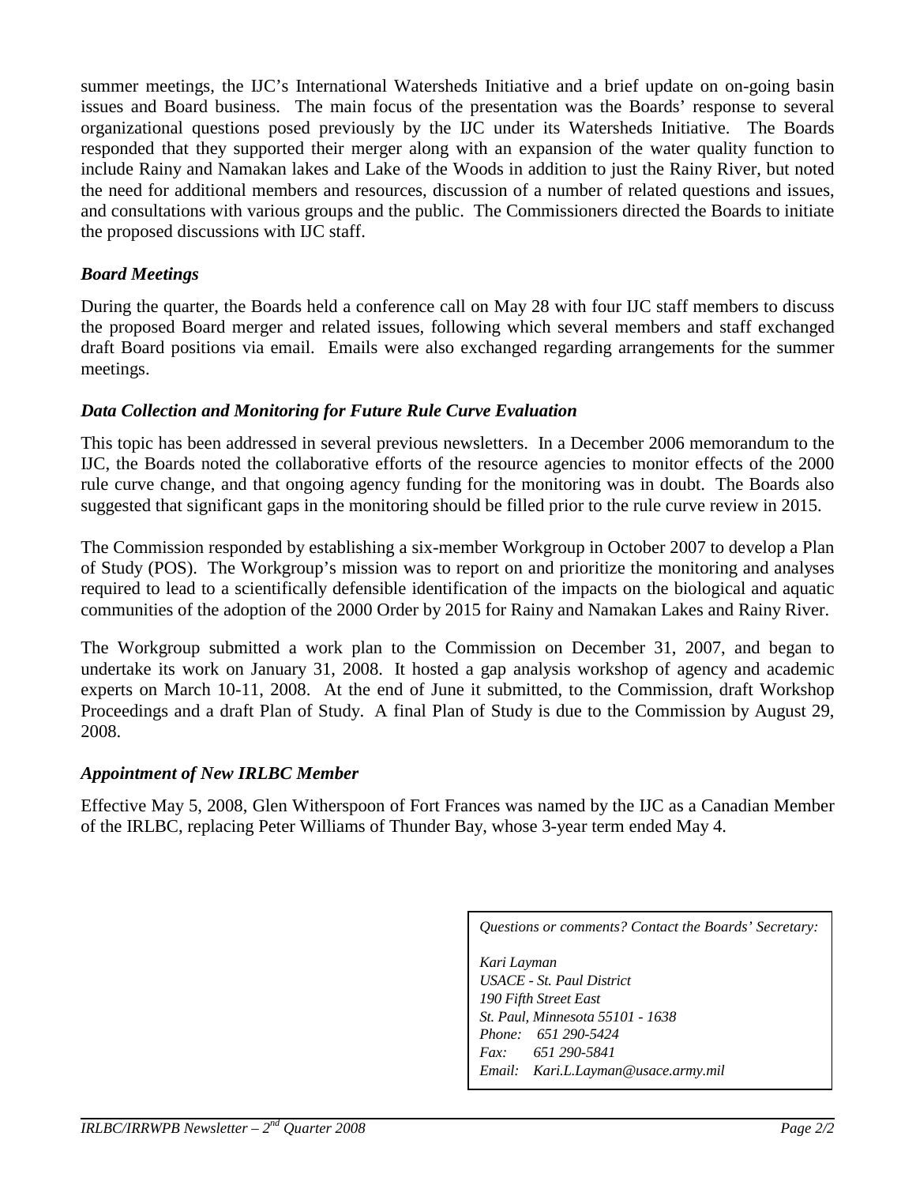summer meetings, the IJC's International Watersheds Initiative and a brief update on on-going basin issues and Board business. The main focus of the presentation was the Boards' response to several organizational questions posed previously by the IJC under its Watersheds Initiative. The Boards responded that they supported their merger along with an expansion of the water quality function to include Rainy and Namakan lakes and Lake of the Woods in addition to just the Rainy River, but noted the need for additional members and resources, discussion of a number of related questions and issues, and consultations with various groups and the public. The Commissioners directed the Boards to initiate the proposed discussions with IJC staff.

### *Board Meetings*

During the quarter, the Boards held a conference call on May 28 with four IJC staff members to discuss the proposed Board merger and related issues, following which several members and staff exchanged draft Board positions via email. Emails were also exchanged regarding arrangements for the summer meetings.

### *Data Collection and Monitoring for Future Rule Curve Evaluation*

This topic has been addressed in several previous newsletters. In a December 2006 memorandum to the IJC, the Boards noted the collaborative efforts of the resource agencies to monitor effects of the 2000 rule curve change, and that ongoing agency funding for the monitoring was in doubt. The Boards also suggested that significant gaps in the monitoring should be filled prior to the rule curve review in 2015.

The Commission responded by establishing a six-member Workgroup in October 2007 to develop a Plan of Study (POS). The Workgroup's mission was to report on and prioritize the monitoring and analyses required to lead to a scientifically defensible identification of the impacts on the biological and aquatic communities of the adoption of the 2000 Order by 2015 for Rainy and Namakan Lakes and Rainy River.

The Workgroup submitted a work plan to the Commission on December 31, 2007, and began to undertake its work on January 31, 2008. It hosted a gap analysis workshop of agency and academic experts on March 10-11, 2008. At the end of June it submitted, to the Commission, draft Workshop Proceedings and a draft Plan of Study. A final Plan of Study is due to the Commission by August 29, 2008.

### *Appointment of New IRLBC Member*

Effective May 5, 2008, Glen Witherspoon of Fort Frances was named by the IJC as a Canadian Member of the IRLBC, replacing Peter Williams of Thunder Bay, whose 3-year term ended May 4.

*Questions or comments? Contact the Boards' Secretary:*

*Kari Layman*
*USACE - St. Paul District*
*190 Fifth Street East*
*St. Paul, Minnesota 55101 - 1638*
*Phone: 651 290-5424*
*Fax: 651 290-5841*
*Email: Kari.L.Layman@usace.army.mil*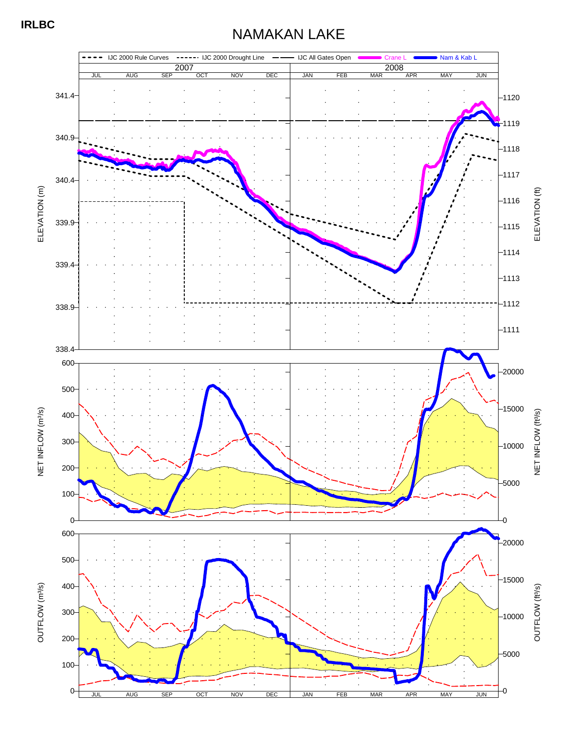**IRLBC**

# NAMAKAN LAKE

IJC 2000 Rule Curves | IJC 2000 Drought Line | IJC All Gates Open | Crane L | Nam & Kab L

2007: JUL AUG SEP OCT NOV DEC

2008: JAN FEB MAR APR MAY JUN

ELEVATION (m): 338.4, 338.9, 339.4, 339.9, 340.4, 340.9, 341.4

ELEVATION (ft): 1111, 1112, 1113, 1114, 1115, 1116, 1117, 1118, 1119, 1120

NET INFLOW (m³/s): 0, 100, 200, 300, 400, 500, 600

NET INFLOW (ft³/s): 0, 5000, 10000, 15000, 20000

OUTFLOW (m³/s): 0, 100, 200, 300, 400, 500, 600

OUTFLOW (ft³/s): 0, 5000, 10000, 15000, 20000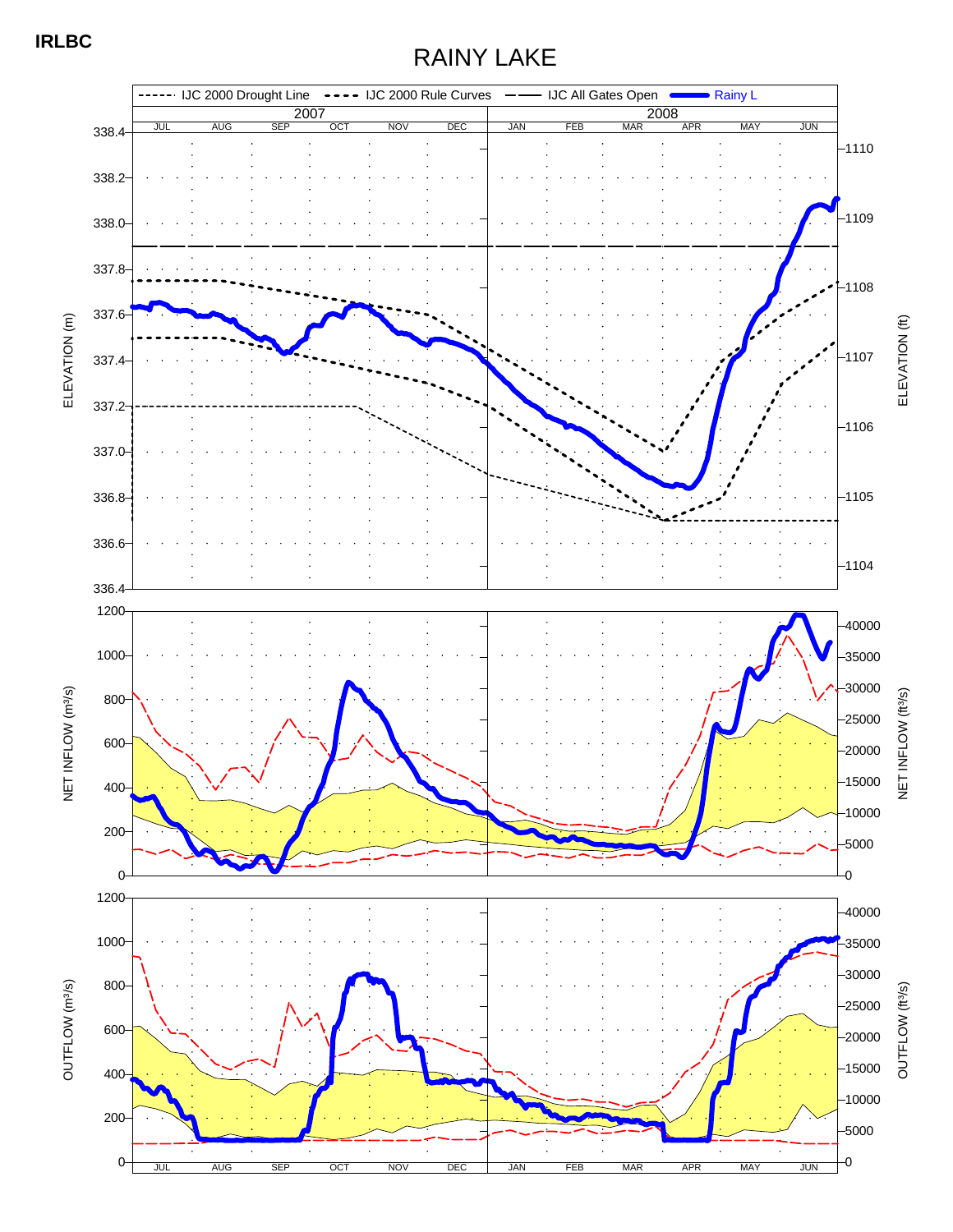IRLBC

# RAINY LAKE

IJC 2000 Drought Line
IJC 2000 Rule Curves
IJC All Gates Open
Rainy L

2007
2008

JUL AUG SEP OCT NOV DEC JAN FEB MAR APR MAY JUN

ELEVATION (m)
338.4
338.2
338.0
337.8
337.6
337.4
337.2
337.0
336.8
336.6
336.4

ELEVATION (ft)
1110
1109
1108
1107
1106
1105
1104

NET INFLOW (m³/s)
1200
1000
800
600
400
200
0

NET INFLOW (ft³/s)
40000
35000
30000
25000
20000
15000
10000
5000
0

OUTFLOW (m³/s)
1200
1000
800
600
400
200
0

OUTFLOW (ft³/s)
40000
35000
30000
25000
20000
15000
10000
5000
0

JUL AUG SEP OCT NOV DEC JAN FEB MAR APR MAY JUN